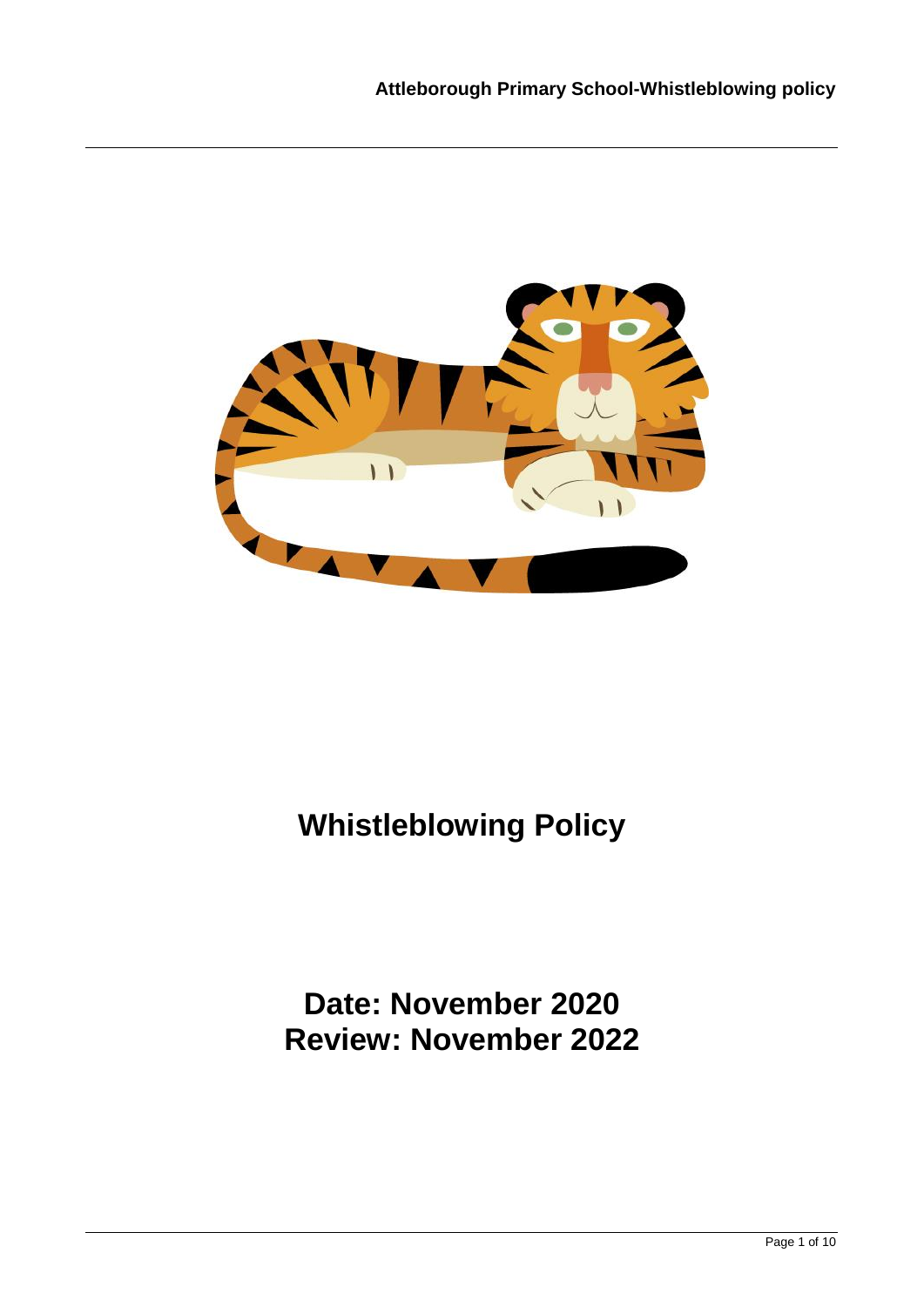# Whistleblowing Policy

## Date: November 2020
## Review: November 2022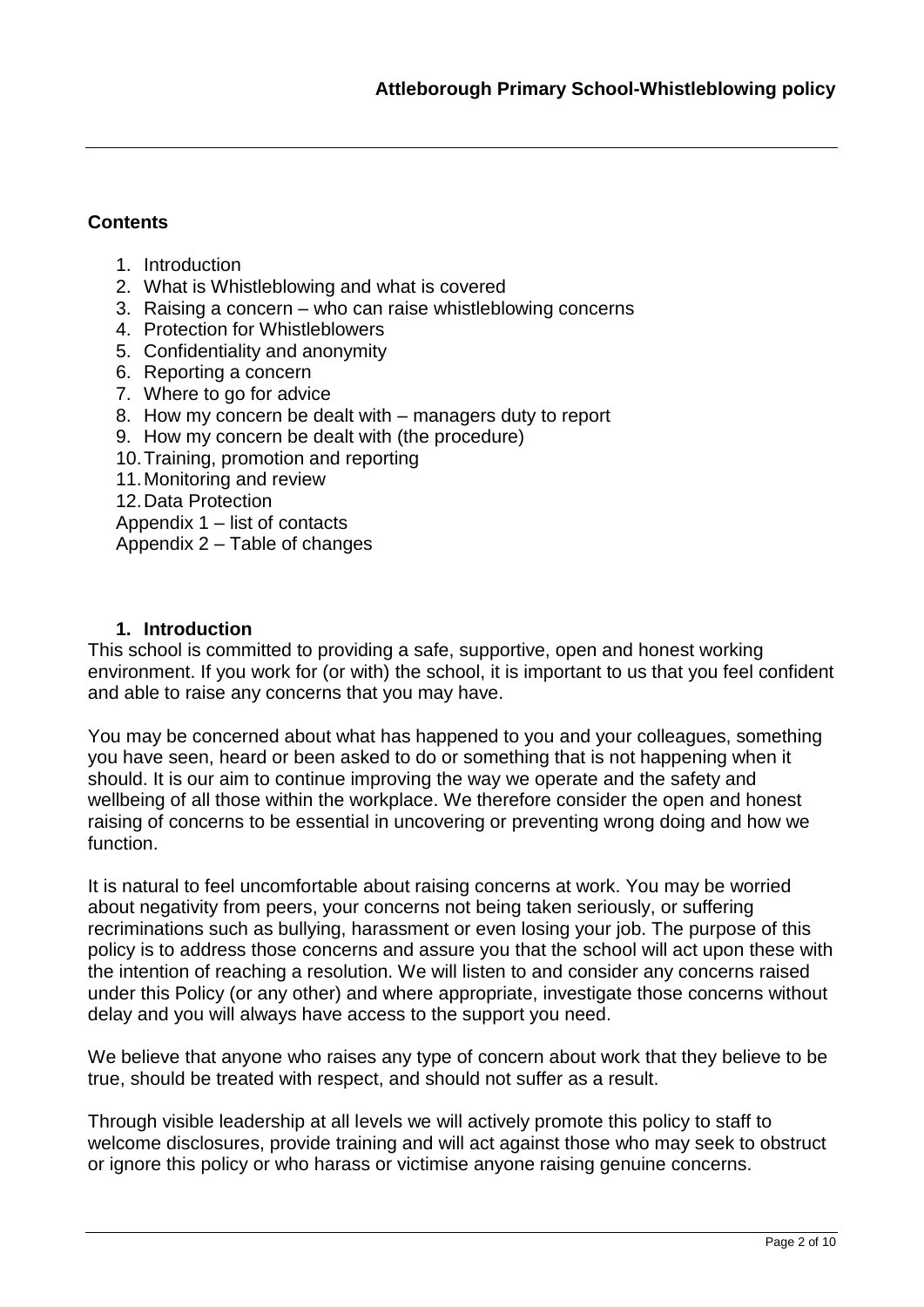## Contents

1. Introduction
2. What is Whistleblowing and what is covered
3. Raising a concern – who can raise whistleblowing concerns
4. Protection for Whistleblowers
5. Confidentiality and anonymity
6. Reporting a concern
7. Where to go for advice
8. How my concern be dealt with – managers duty to report
9. How my concern be dealt with (the procedure)
10. Training, promotion and reporting
11. Monitoring and review
12. Data Protection

Appendix 1 – list of contacts
Appendix 2 – Table of changes

### 1. Introduction

This school is committed to providing a safe, supportive, open and honest working environment. If you work for (or with) the school, it is important to us that you feel confident and able to raise any concerns that you may have.

You may be concerned about what has happened to you and your colleagues, something you have seen, heard or been asked to do or something that is not happening when it should. It is our aim to continue improving the way we operate and the safety and wellbeing of all those within the workplace. We therefore consider the open and honest raising of concerns to be essential in uncovering or preventing wrong doing and how we function.

It is natural to feel uncomfortable about raising concerns at work. You may be worried about negativity from peers, your concerns not being taken seriously, or suffering recriminations such as bullying, harassment or even losing your job. The purpose of this policy is to address those concerns and assure you that the school will act upon these with the intention of reaching a resolution. We will listen to and consider any concerns raised under this Policy (or any other) and where appropriate, investigate those concerns without delay and you will always have access to the support you need.

We believe that anyone who raises any type of concern about work that they believe to be true, should be treated with respect, and should not suffer as a result.

Through visible leadership at all levels we will actively promote this policy to staff to welcome disclosures, provide training and will act against those who may seek to obstruct or ignore this policy or who harass or victimise anyone raising genuine concerns.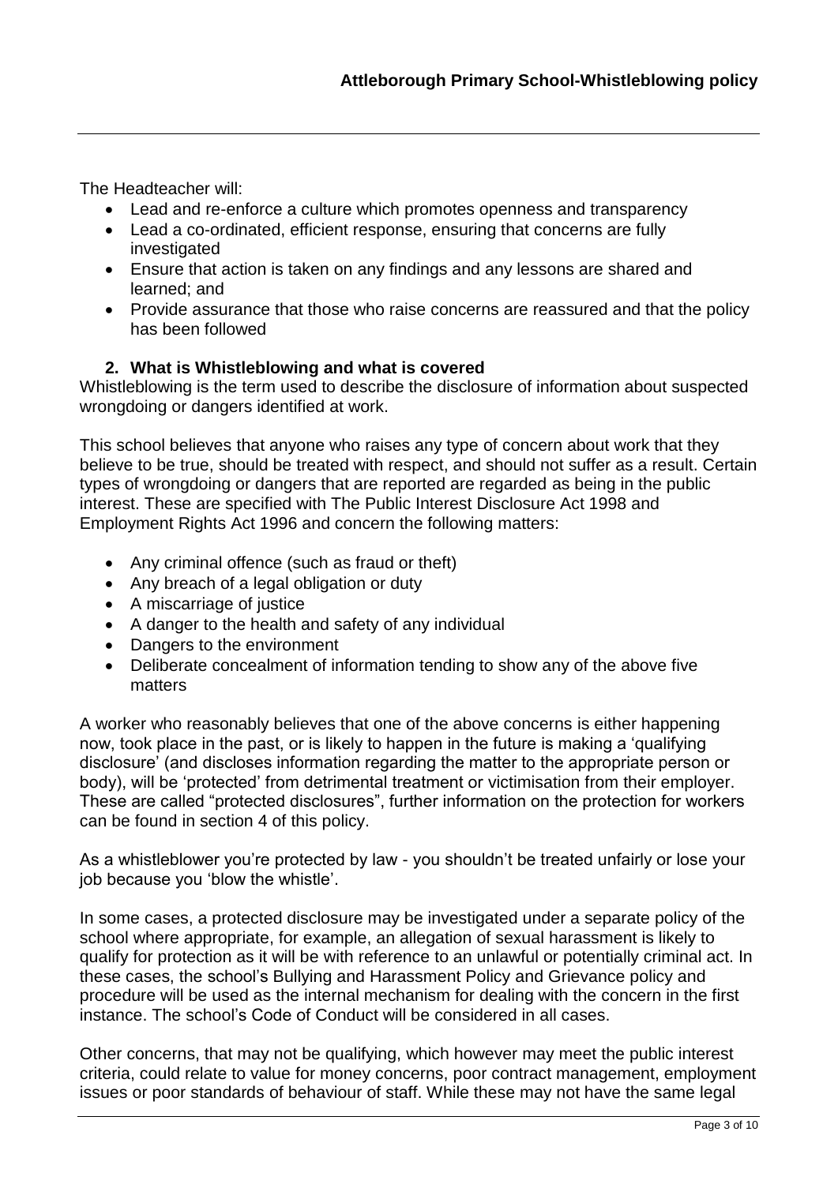The Headteacher will:

- Lead and re-enforce a culture which promotes openness and transparency
- Lead a co-ordinated, efficient response, ensuring that concerns are fully investigated
- Ensure that action is taken on any findings and any lessons are shared and learned; and
- Provide assurance that those who raise concerns are reassured and that the policy has been followed

## 2. What is Whistleblowing and what is covered

Whistleblowing is the term used to describe the disclosure of information about suspected wrongdoing or dangers identified at work.

This school believes that anyone who raises any type of concern about work that they believe to be true, should be treated with respect, and should not suffer as a result. Certain types of wrongdoing or dangers that are reported are regarded as being in the public interest. These are specified with The Public Interest Disclosure Act 1998 and Employment Rights Act 1996 and concern the following matters:

- Any criminal offence (such as fraud or theft)
- Any breach of a legal obligation or duty
- A miscarriage of justice
- A danger to the health and safety of any individual
- Dangers to the environment
- Deliberate concealment of information tending to show any of the above five matters

A worker who reasonably believes that one of the above concerns is either happening now, took place in the past, or is likely to happen in the future is making a 'qualifying disclosure' (and discloses information regarding the matter to the appropriate person or body), will be 'protected' from detrimental treatment or victimisation from their employer. These are called "protected disclosures", further information on the protection for workers can be found in section 4 of this policy.

As a whistleblower you're protected by law - you shouldn't be treated unfairly or lose your job because you 'blow the whistle'.

In some cases, a protected disclosure may be investigated under a separate policy of the school where appropriate, for example, an allegation of sexual harassment is likely to qualify for protection as it will be with reference to an unlawful or potentially criminal act. In these cases, the school's Bullying and Harassment Policy and Grievance policy and procedure will be used as the internal mechanism for dealing with the concern in the first instance. The school's Code of Conduct will be considered in all cases.

Other concerns, that may not be qualifying, which however may meet the public interest criteria, could relate to value for money concerns, poor contract management, employment issues or poor standards of behaviour of staff. While these may not have the same legal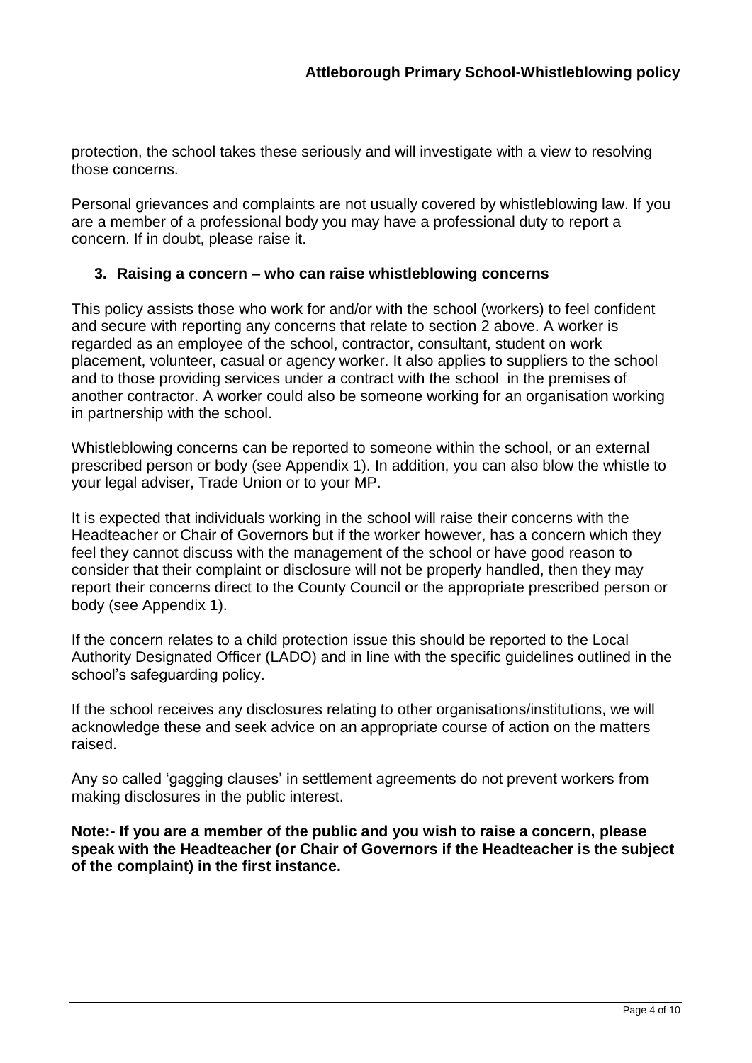protection, the school takes these seriously and will investigate with a view to resolving those concerns.

Personal grievances and complaints are not usually covered by whistleblowing law. If you are a member of a professional body you may have a professional duty to report a concern. If in doubt, please raise it.

### 3. Raising a concern – who can raise whistleblowing concerns

This policy assists those who work for and/or with the school (workers) to feel confident and secure with reporting any concerns that relate to section 2 above. A worker is regarded as an employee of the school, contractor, consultant, student on work placement, volunteer, casual or agency worker. It also applies to suppliers to the school and to those providing services under a contract with the school in the premises of another contractor. A worker could also be someone working for an organisation working in partnership with the school.

Whistleblowing concerns can be reported to someone within the school, or an external prescribed person or body (see Appendix 1). In addition, you can also blow the whistle to your legal adviser, Trade Union or to your MP.

It is expected that individuals working in the school will raise their concerns with the Headteacher or Chair of Governors but if the worker however, has a concern which they feel they cannot discuss with the management of the school or have good reason to consider that their complaint or disclosure will not be properly handled, then they may report their concerns direct to the County Council or the appropriate prescribed person or body (see Appendix 1).

If the concern relates to a child protection issue this should be reported to the Local Authority Designated Officer (LADO) and in line with the specific guidelines outlined in the school's safeguarding policy.

If the school receives any disclosures relating to other organisations/institutions, we will acknowledge these and seek advice on an appropriate course of action on the matters raised.

Any so called 'gagging clauses' in settlement agreements do not prevent workers from making disclosures in the public interest.

**Note:- If you are a member of the public and you wish to raise a concern, please speak with the Headteacher (or Chair of Governors if the Headteacher is the subject of the complaint) in the first instance.**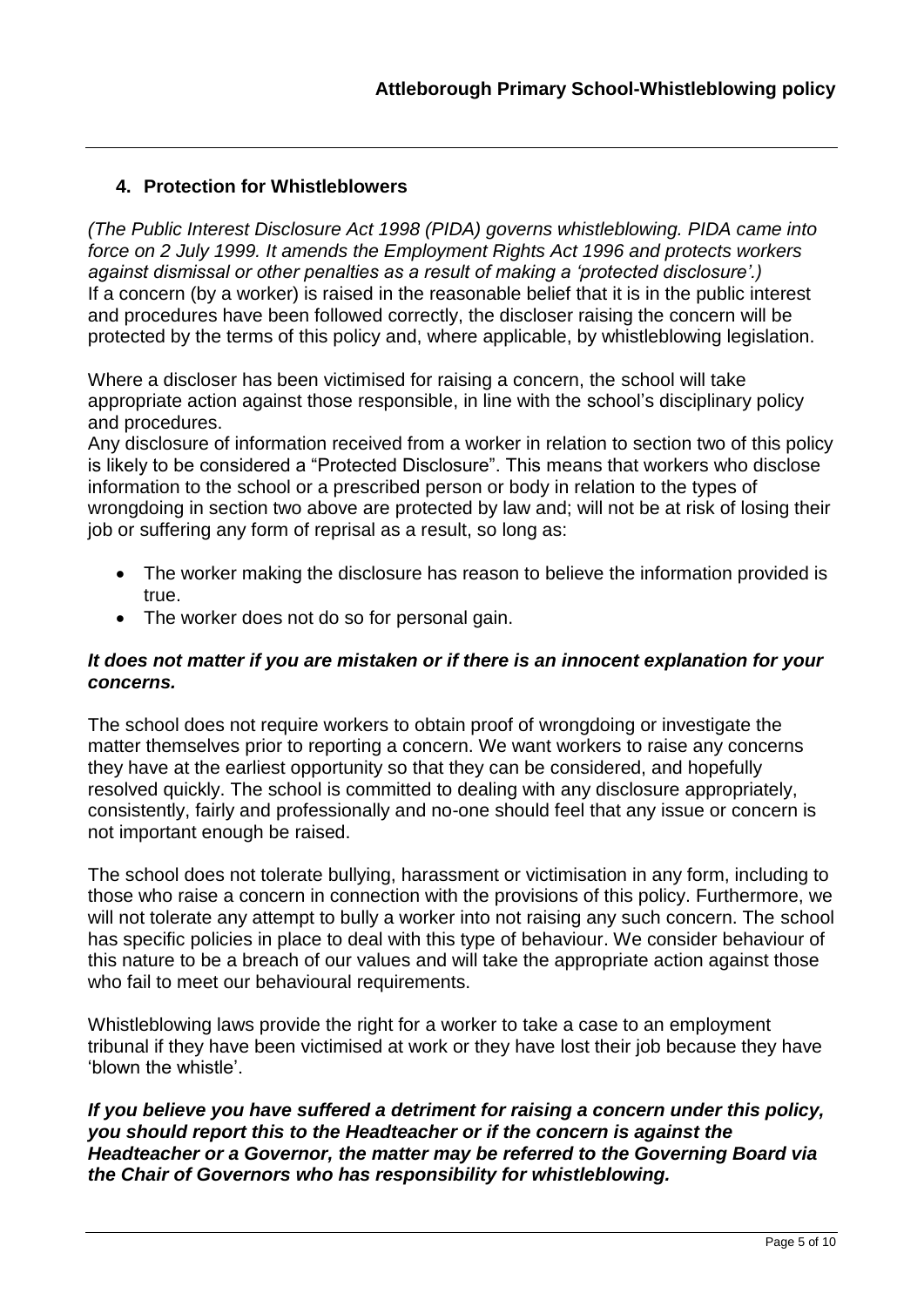## 4. Protection for Whistleblowers

*(The Public Interest Disclosure Act 1998 (PIDA) governs whistleblowing. PIDA came into force on 2 July 1999. It amends the Employment Rights Act 1996 and protects workers against dismissal or other penalties as a result of making a 'protected disclosure'.)*
If a concern (by a worker) is raised in the reasonable belief that it is in the public interest and procedures have been followed correctly, the discloser raising the concern will be protected by the terms of this policy and, where applicable, by whistleblowing legislation.

Where a discloser has been victimised for raising a concern, the school will take appropriate action against those responsible, in line with the school's disciplinary policy and procedures.
Any disclosure of information received from a worker in relation to section two of this policy is likely to be considered a "Protected Disclosure". This means that workers who disclose information to the school or a prescribed person or body in relation to the types of wrongdoing in section two above are protected by law and; will not be at risk of losing their job or suffering any form of reprisal as a result, so long as:

- The worker making the disclosure has reason to believe the information provided is true.
- The worker does not do so for personal gain.

***It does not matter if you are mistaken or if there is an innocent explanation for your concerns.***

The school does not require workers to obtain proof of wrongdoing or investigate the matter themselves prior to reporting a concern. We want workers to raise any concerns they have at the earliest opportunity so that they can be considered, and hopefully resolved quickly. The school is committed to dealing with any disclosure appropriately, consistently, fairly and professionally and no-one should feel that any issue or concern is not important enough be raised.

The school does not tolerate bullying, harassment or victimisation in any form, including to those who raise a concern in connection with the provisions of this policy. Furthermore, we will not tolerate any attempt to bully a worker into not raising any such concern. The school has specific policies in place to deal with this type of behaviour. We consider behaviour of this nature to be a breach of our values and will take the appropriate action against those who fail to meet our behavioural requirements.

Whistleblowing laws provide the right for a worker to take a case to an employment tribunal if they have been victimised at work or they have lost their job because they have 'blown the whistle'.

***If you believe you have suffered a detriment for raising a concern under this policy, you should report this to the Headteacher or if the concern is against the Headteacher or a Governor, the matter may be referred to the Governing Board via the Chair of Governors who has responsibility for whistleblowing.***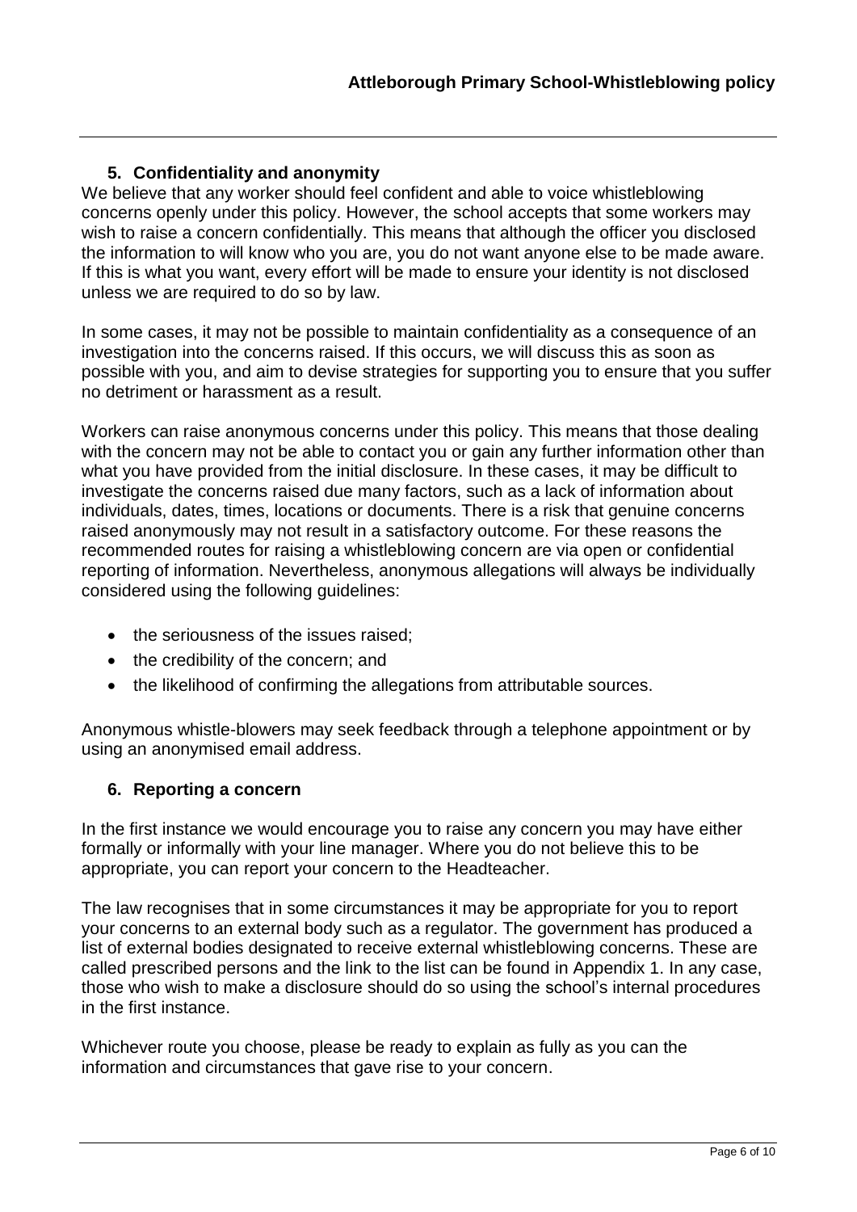## 5. Confidentiality and anonymity

We believe that any worker should feel confident and able to voice whistleblowing concerns openly under this policy. However, the school accepts that some workers may wish to raise a concern confidentially. This means that although the officer you disclosed the information to will know who you are, you do not want anyone else to be made aware. If this is what you want, every effort will be made to ensure your identity is not disclosed unless we are required to do so by law.

In some cases, it may not be possible to maintain confidentiality as a consequence of an investigation into the concerns raised. If this occurs, we will discuss this as soon as possible with you, and aim to devise strategies for supporting you to ensure that you suffer no detriment or harassment as a result.

Workers can raise anonymous concerns under this policy. This means that those dealing with the concern may not be able to contact you or gain any further information other than what you have provided from the initial disclosure. In these cases, it may be difficult to investigate the concerns raised due many factors, such as a lack of information about individuals, dates, times, locations or documents. There is a risk that genuine concerns raised anonymously may not result in a satisfactory outcome. For these reasons the recommended routes for raising a whistleblowing concern are via open or confidential reporting of information. Nevertheless, anonymous allegations will always be individually considered using the following guidelines:

- the seriousness of the issues raised;
- the credibility of the concern; and
- the likelihood of confirming the allegations from attributable sources.

Anonymous whistle-blowers may seek feedback through a telephone appointment or by using an anonymised email address.

## 6. Reporting a concern

In the first instance we would encourage you to raise any concern you may have either formally or informally with your line manager. Where you do not believe this to be appropriate, you can report your concern to the Headteacher.

The law recognises that in some circumstances it may be appropriate for you to report your concerns to an external body such as a regulator. The government has produced a list of external bodies designated to receive external whistleblowing concerns. These are called prescribed persons and the link to the list can be found in Appendix 1. In any case, those who wish to make a disclosure should do so using the school's internal procedures in the first instance.

Whichever route you choose, please be ready to explain as fully as you can the information and circumstances that gave rise to your concern.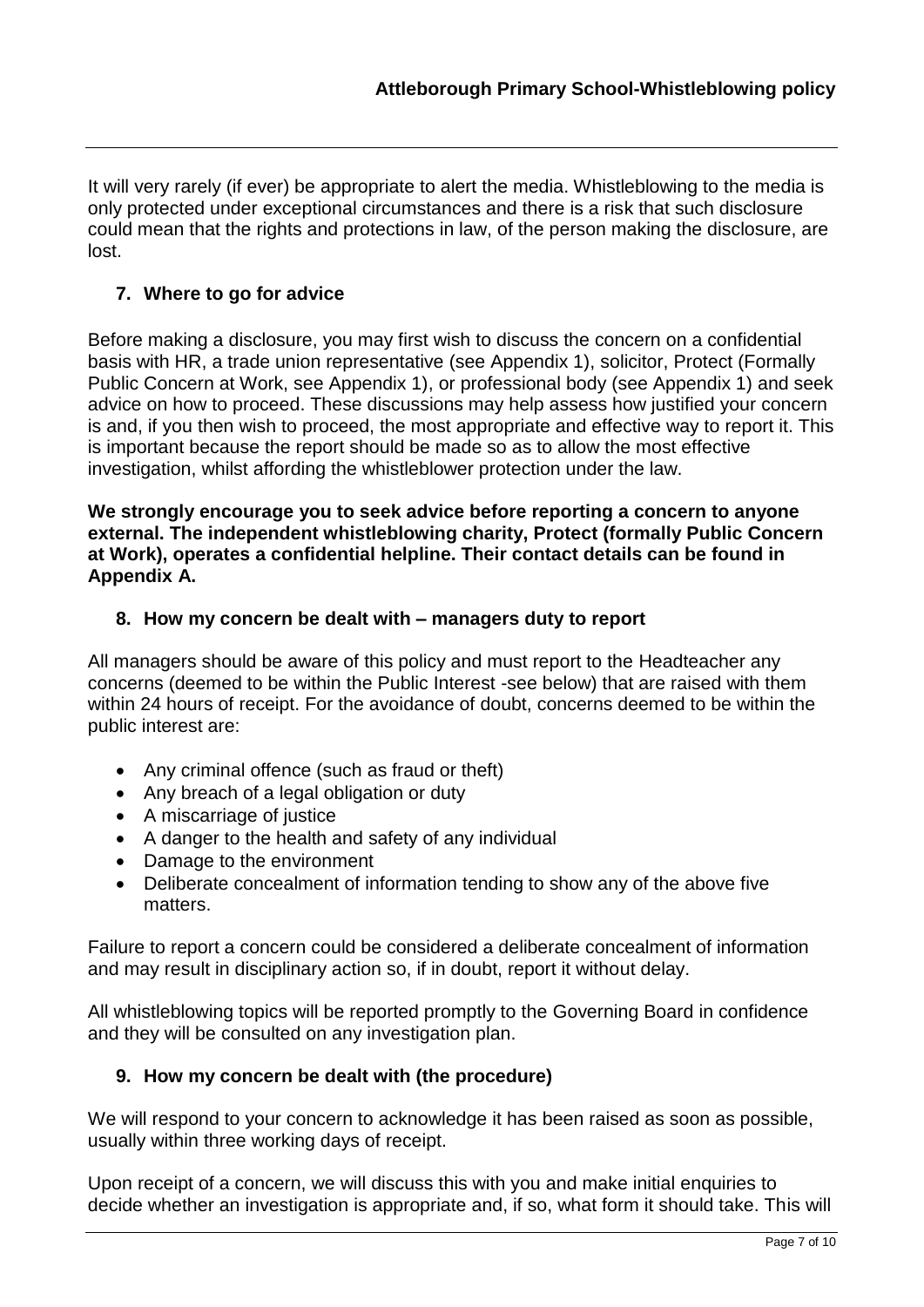It will very rarely (if ever) be appropriate to alert the media. Whistleblowing to the media is only protected under exceptional circumstances and there is a risk that such disclosure could mean that the rights and protections in law, of the person making the disclosure, are lost.

## 7. Where to go for advice

Before making a disclosure, you may first wish to discuss the concern on a confidential basis with HR, a trade union representative (see Appendix 1), solicitor, Protect (Formally Public Concern at Work, see Appendix 1), or professional body (see Appendix 1) and seek advice on how to proceed. These discussions may help assess how justified your concern is and, if you then wish to proceed, the most appropriate and effective way to report it. This is important because the report should be made so as to allow the most effective investigation, whilst affording the whistleblower protection under the law.

**We strongly encourage you to seek advice before reporting a concern to anyone external. The independent whistleblowing charity, Protect (formally Public Concern at Work), operates a confidential helpline. Their contact details can be found in Appendix A.**

## 8. How my concern be dealt with – managers duty to report

All managers should be aware of this policy and must report to the Headteacher any concerns (deemed to be within the Public Interest -see below) that are raised with them within 24 hours of receipt. For the avoidance of doubt, concerns deemed to be within the public interest are:

- Any criminal offence (such as fraud or theft)
- Any breach of a legal obligation or duty
- A miscarriage of justice
- A danger to the health and safety of any individual
- Damage to the environment
- Deliberate concealment of information tending to show any of the above five matters.

Failure to report a concern could be considered a deliberate concealment of information and may result in disciplinary action so, if in doubt, report it without delay.

All whistleblowing topics will be reported promptly to the Governing Board in confidence and they will be consulted on any investigation plan.

## 9. How my concern be dealt with (the procedure)

We will respond to your concern to acknowledge it has been raised as soon as possible, usually within three working days of receipt.

Upon receipt of a concern, we will discuss this with you and make initial enquiries to decide whether an investigation is appropriate and, if so, what form it should take. This will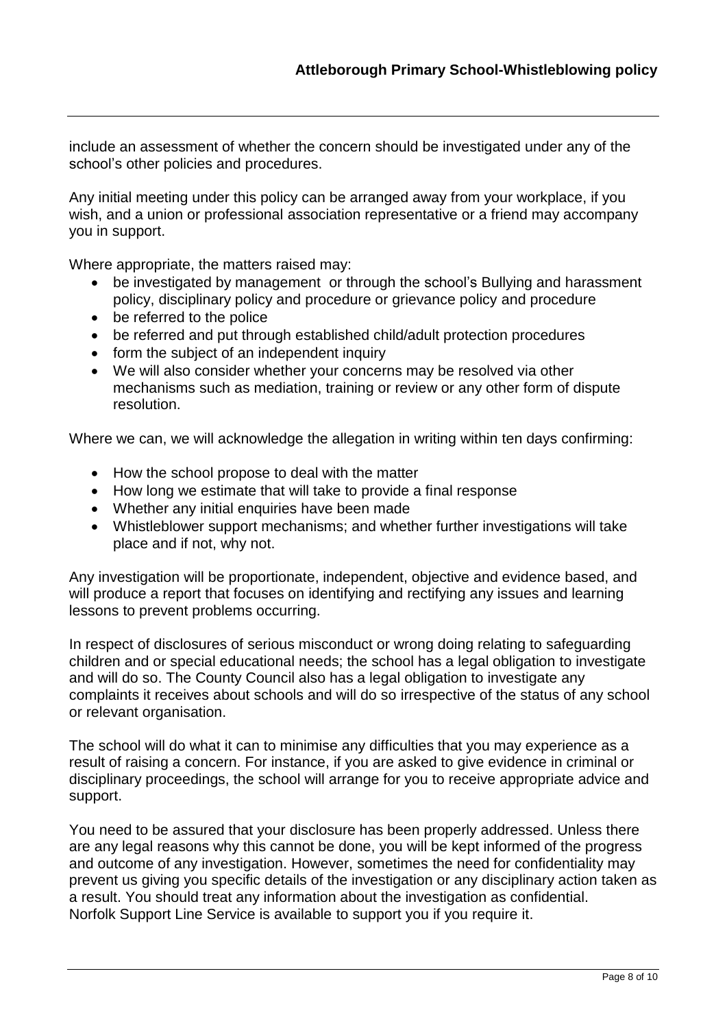include an assessment of whether the concern should be investigated under any of the school's other policies and procedures.

Any initial meeting under this policy can be arranged away from your workplace, if you wish, and a union or professional association representative or a friend may accompany you in support.

Where appropriate, the matters raised may:

- be investigated by management or through the school's Bullying and harassment policy, disciplinary policy and procedure or grievance policy and procedure
- be referred to the police
- be referred and put through established child/adult protection procedures
- form the subject of an independent inquiry
- We will also consider whether your concerns may be resolved via other mechanisms such as mediation, training or review or any other form of dispute resolution.

Where we can, we will acknowledge the allegation in writing within ten days confirming:

- How the school propose to deal with the matter
- How long we estimate that will take to provide a final response
- Whether any initial enquiries have been made
- Whistleblower support mechanisms; and whether further investigations will take place and if not, why not.

Any investigation will be proportionate, independent, objective and evidence based, and will produce a report that focuses on identifying and rectifying any issues and learning lessons to prevent problems occurring.

In respect of disclosures of serious misconduct or wrong doing relating to safeguarding children and or special educational needs; the school has a legal obligation to investigate and will do so. The County Council also has a legal obligation to investigate any complaints it receives about schools and will do so irrespective of the status of any school or relevant organisation.

The school will do what it can to minimise any difficulties that you may experience as a result of raising a concern. For instance, if you are asked to give evidence in criminal or disciplinary proceedings, the school will arrange for you to receive appropriate advice and support.

You need to be assured that your disclosure has been properly addressed. Unless there are any legal reasons why this cannot be done, you will be kept informed of the progress and outcome of any investigation. However, sometimes the need for confidentiality may prevent us giving you specific details of the investigation or any disciplinary action taken as a result. You should treat any information about the investigation as confidential. Norfolk Support Line Service is available to support you if you require it.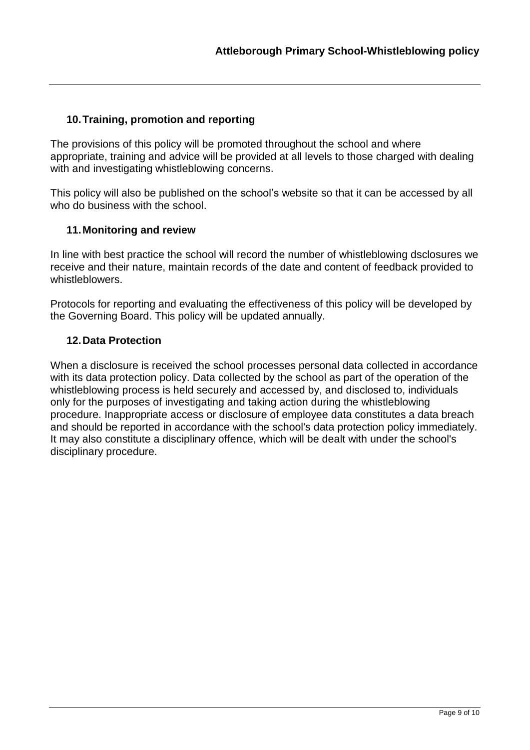## 10. Training, promotion and reporting

The provisions of this policy will be promoted throughout the school and where appropriate, training and advice will be provided at all levels to those charged with dealing with and investigating whistleblowing concerns.

This policy will also be published on the school's website so that it can be accessed by all who do business with the school.

## 11. Monitoring and review

In line with best practice the school will record the number of whistleblowing dsclosures we receive and their nature, maintain records of the date and content of feedback provided to whistleblowers.

Protocols for reporting and evaluating the effectiveness of this policy will be developed by the Governing Board. This policy will be updated annually.

## 12. Data Protection

When a disclosure is received the school processes personal data collected in accordance with its data protection policy. Data collected by the school as part of the operation of the whistleblowing process is held securely and accessed by, and disclosed to, individuals only for the purposes of investigating and taking action during the whistleblowing procedure. Inappropriate access or disclosure of employee data constitutes a data breach and should be reported in accordance with the school's data protection policy immediately. It may also constitute a disciplinary offence, which will be dealt with under the school's disciplinary procedure.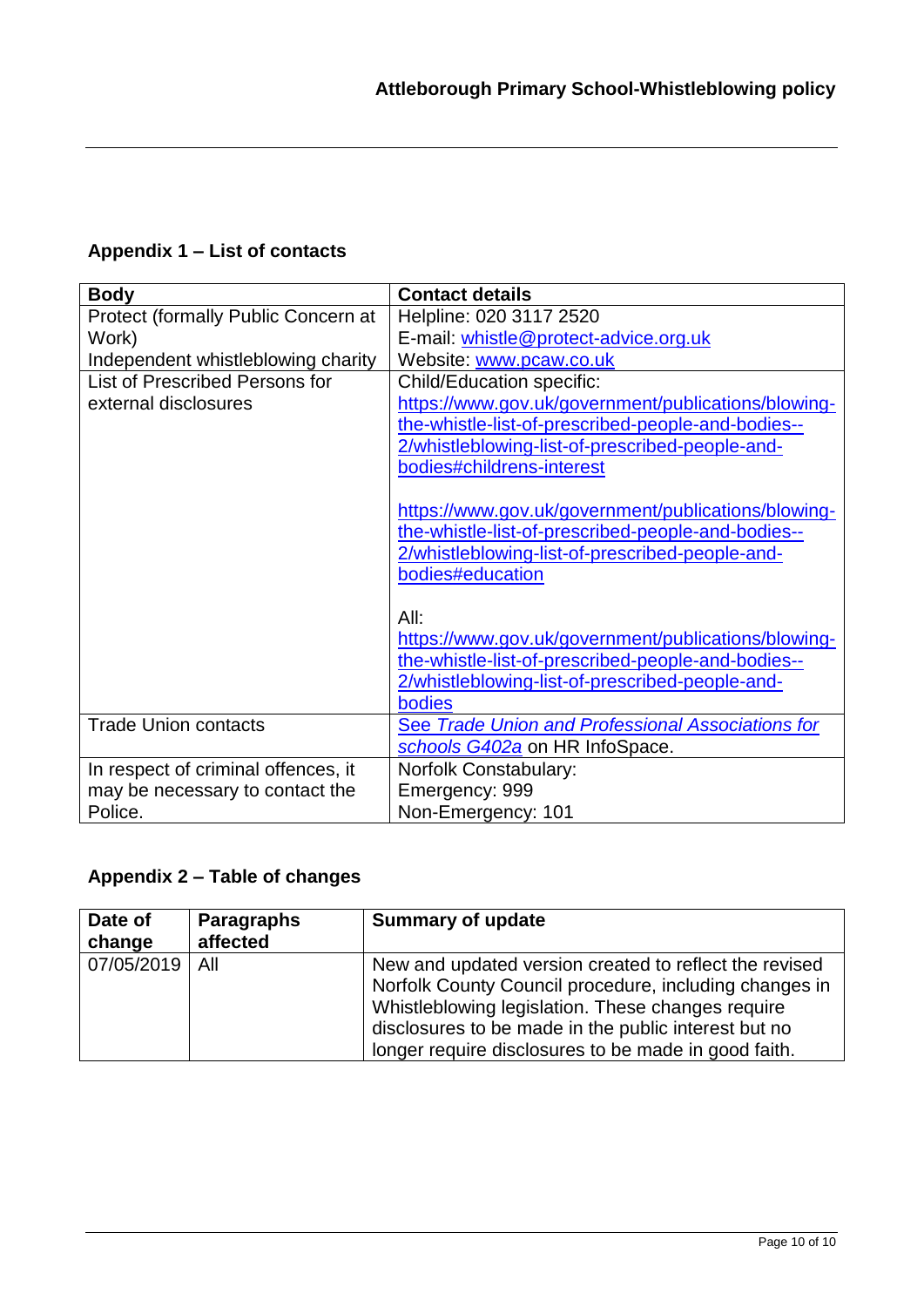## Appendix 1 – List of contacts

| Body | Contact details |
|---|---|
| Protect (formally Public Concern at Work)<br>Independent whistleblowing charity | Helpline: 020 3117 2520<br>E-mail: whistle@protect-advice.org.uk<br>Website: www.pcaw.co.uk |
| List of Prescribed Persons for external disclosures | Child/Education specific:<br>https://www.gov.uk/government/publications/blowing-the-whistle-list-of-prescribed-people-and-bodies--2/whistleblowing-list-of-prescribed-people-and-bodies#childrens-interest<br><br>https://www.gov.uk/government/publications/blowing-the-whistle-list-of-prescribed-people-and-bodies--2/whistleblowing-list-of-prescribed-people-and-bodies#education<br><br>All:<br>https://www.gov.uk/government/publications/blowing-the-whistle-list-of-prescribed-people-and-bodies--2/whistleblowing-list-of-prescribed-people-and-bodies |
| Trade Union contacts | See *Trade Union and Professional Associations for schools G402a* on HR InfoSpace. |
| In respect of criminal offences, it may be necessary to contact the Police. | Norfolk Constabulary:<br>Emergency: 999<br>Non-Emergency: 101 |

## Appendix 2 – Table of changes

| Date of change | Paragraphs affected | Summary of update |
|---|---|---|
| 07/05/2019 | All | New and updated version created to reflect the revised Norfolk County Council procedure, including changes in Whistleblowing legislation. These changes require disclosures to be made in the public interest but no longer require disclosures to be made in good faith. |